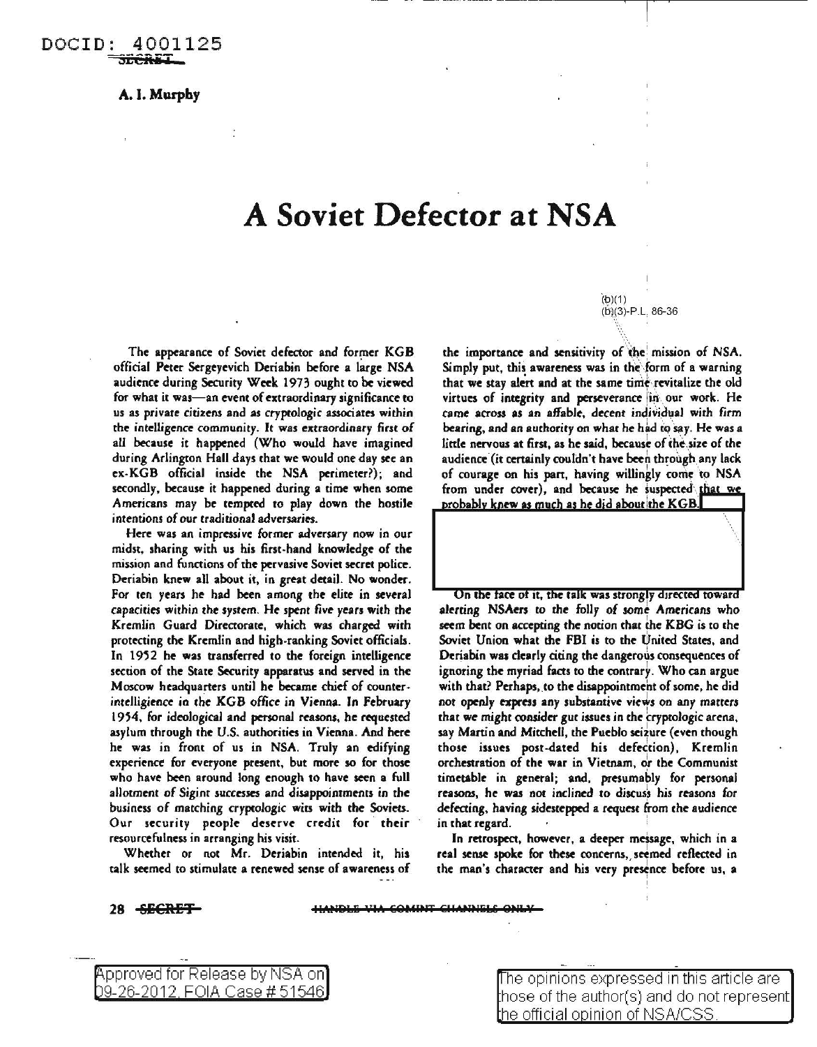DOCID: 4001125

SECRET

**A. I. Murphy**

# A Soviet Defector at NSA

(b)(1)
(b)(3)-P.L. 86-36

The appearance of Soviet defector and former KGB official Peter Sergeyevich Deriabin before a large NSA audience during Security Week 1973 ought to be viewed for what it was—an event of extraordinary significance to us as private citizens and as cryptologic associates within the intelligence community. It was extraordinary first of all because it happened (Who would have imagined during Arlington Hall days that we would one day see an ex-KGB official inside the NSA perimeter?); and secondly, because it happened during a time when some Americans may be tempted to play down the hostile intentions of our traditional adversaries.

Here was an impressive former adversary now in our midst, sharing with us his first-hand knowledge of the mission and functions of the pervasive Soviet secret police. Deriabin knew all about it, in great detail. No wonder. For ten years he had been among the elite in several capacities within the system. He spent five years with the Kremlin Guard Directorate, which was charged with protecting the Kremlin and high-ranking Soviet officials. In 1952 he was transferred to the foreign intelligence section of the State Security apparatus and served in the Moscow headquarters until he became chief of counter-intelligience in the KGB office in Vienna. In February 1954, for ideological and personal reasons, he requested asylum through the U.S. authorities in Vienna. And here he was in front of us in NSA. Truly an edifying experience for everyone present, but more so for those who have been around long enough to have seen a full allotment of Sigint successes and disappointments in the business of matching cryptologic wits with the Soviets. Our security people deserve credit for their resourcefulness in arranging his visit.

Whether or not Mr. Deriabin intended it, his talk seemed to stimulate a renewed sense of awareness of the importance and sensitivity of the mission of NSA. Simply put, this awareness was in the form of a warning that we stay alert and at the same time revitalize the old virtues of integrity and perseverance in our work. He came across as an affable, decent individual with firm bearing, and an authority on what he had to say. He was a little nervous at first, as he said, because of the size of the audience (it certainly couldn't have been through any lack of courage on his part, having willingly come to NSA from under cover), and because he suspected that we probably knew as much as he did about the KGB.

On the face of it, the talk was strongly directed toward alerting NSAers to the folly of some Americans who seem bent on accepting the notion that the KBG is to the Soviet Union what the FBI is to the United States, and Deriabin was clearly citing the dangerous consequences of ignoring the myriad facts to the contrary. Who can argue with that? Perhaps, to the disappointment of some, he did not openly express any substantive views on any matters that we might consider gut issues in the cryptologic arena, say Martin and Mitchell, the Pueblo seizure (even though those issues post-dated his defection), Kremlin orchestration of the war in Vietnam, or the Communist timetable in general; and, presumably for personal reasons, he was not inclined to discuss his reasons for defecting, having sidestepped a request from the audience in that regard.

In retrospect, however, a deeper message, which in a real sense spoke for these concerns, seemed reflected in the man's character and his very presence before us, a

SECRET HANDLE VIA COMINT CHANNELS ONLY

Approved for Release by NSA on 09-26-2012, FOIA Case # 51546

The opinions expressed in this article are those of the author(s) and do not represent the official opinion of NSA/CSS.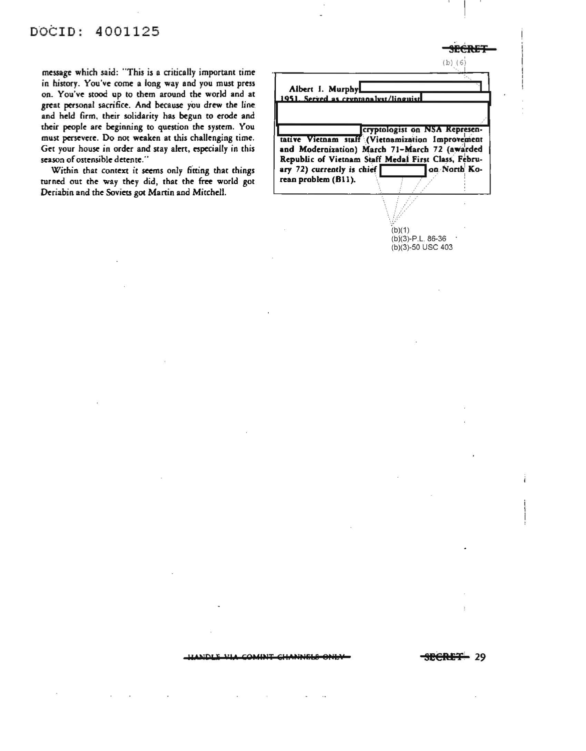message which said: "This is a critically important time in history. You've come a long way and you must press on. You've stood up to them around the world and at great personal sacrifice. And because you drew the line and held firm, their solidarity has begun to erode and their people are beginning to question the system. You must persevere. Do not weaken at this challenging time. Get your house in order and stay alert, especially in this season of ostensible detente."

Within that context it seems only fitting that things turned out the way they did, that the free world got Deriabin and the Soviets got Martin and Mitchell.

(b)(6)

**Albert I. Murphy** [redacted] **1951. Served as cryptanalyst/linguist** [redacted] [redacted] **cryptologist on NSA Representative Vietnam staff (Vietnamization Improvement and Modernization) March 71–March 72 (awarded Republic of Vietnam Staff Medal First Class, February 72) currently is chief** [redacted] **on North Korean problem (B11).**

(b)(1)
(b)(3)-P.L. 86-36
(b)(3)-50 USC 403

HANDLE VIA COMINT CHANNELS ONLY

SECRET